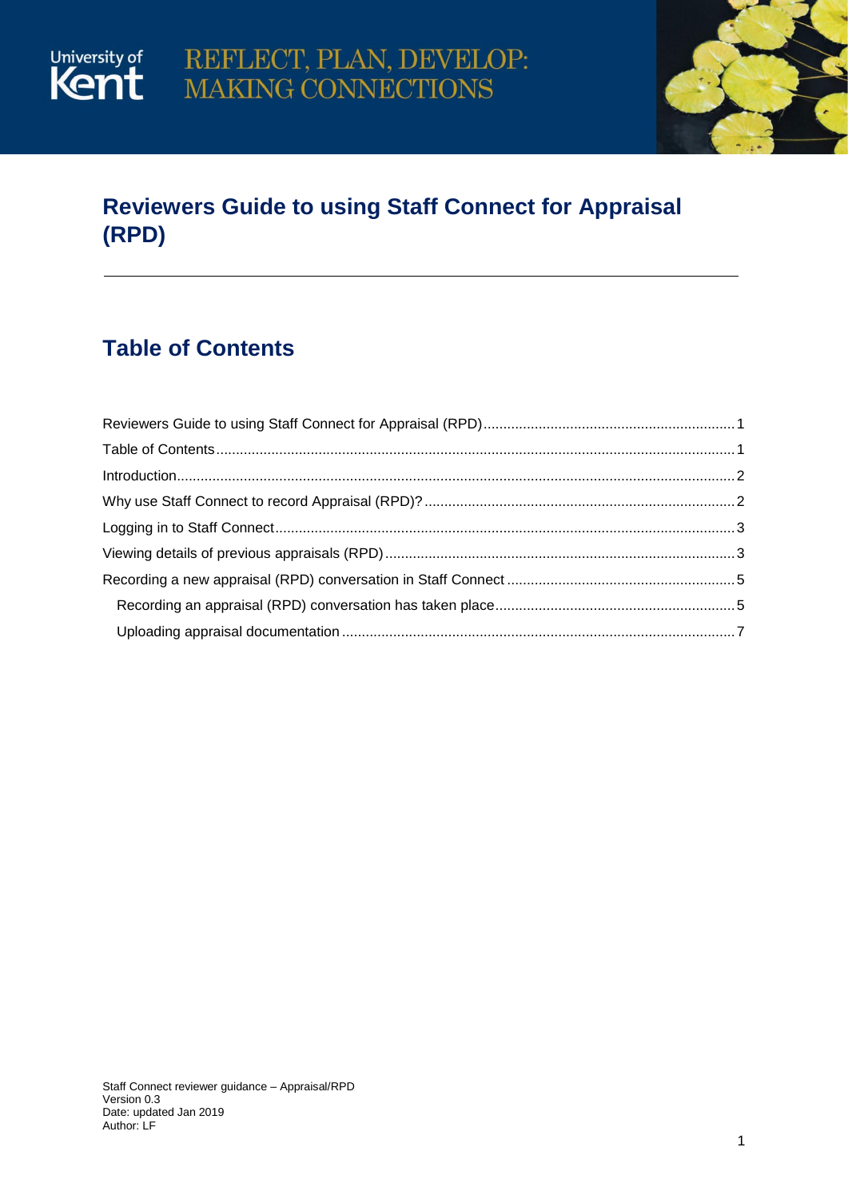University of Kent

REFLECT, PLAN, DEVELOP: MAKING CONNECTIONS

# Reviewers Guide to using Staff Connect for Appraisal (RPD)

## Table of Contents

- Reviewers Guide to using Staff Connect for Appraisal (RPD) ... 1
- Table of Contents ... 1
- Introduction ... 2
- Why use Staff Connect to record Appraisal (RPD)? ... 2
- Logging in to Staff Connect ... 3
- Viewing details of previous appraisals (RPD) ... 3
- Recording a new appraisal (RPD) conversation in Staff Connect ... 5
  - Recording an appraisal (RPD) conversation has taken place ... 5
  - Uploading appraisal documentation ... 7

Staff Connect reviewer guidance – Appraisal/RPD
Version 0.3
Date: updated Jan 2019
Author: LF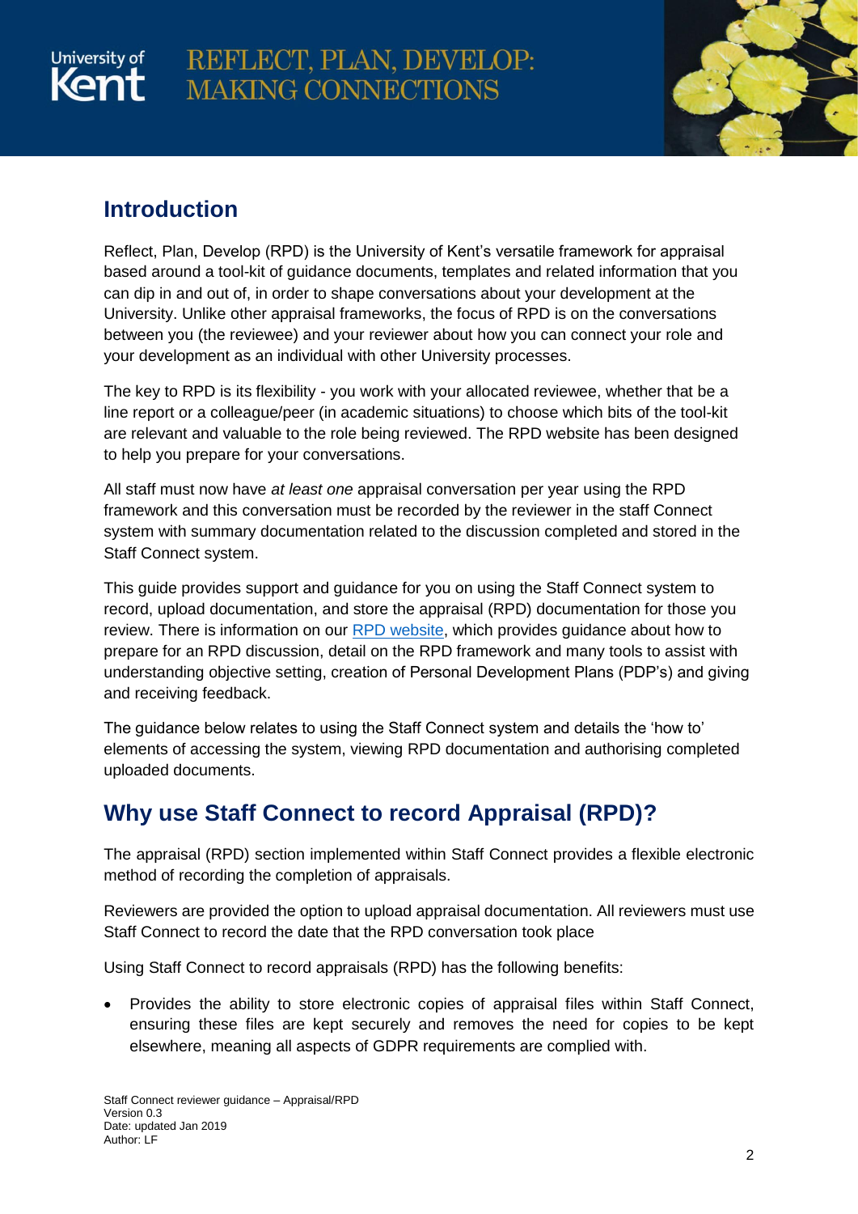# Introduction

Reflect, Plan, Develop (RPD) is the University of Kent's versatile framework for appraisal based around a tool-kit of guidance documents, templates and related information that you can dip in and out of, in order to shape conversations about your development at the University. Unlike other appraisal frameworks, the focus of RPD is on the conversations between you (the reviewee) and your reviewer about how you can connect your role and your development as an individual with other University processes.

The key to RPD is its flexibility - you work with your allocated reviewee, whether that be a line report or a colleague/peer (in academic situations) to choose which bits of the tool-kit are relevant and valuable to the role being reviewed. The RPD website has been designed to help you prepare for your conversations.

All staff must now have *at least one* appraisal conversation per year using the RPD framework and this conversation must be recorded by the reviewer in the staff Connect system with summary documentation related to the discussion completed and stored in the Staff Connect system.

This guide provides support and guidance for you on using the Staff Connect system to record, upload documentation, and store the appraisal (RPD) documentation for those you review. There is information on our RPD website, which provides guidance about how to prepare for an RPD discussion, detail on the RPD framework and many tools to assist with understanding objective setting, creation of Personal Development Plans (PDP's) and giving and receiving feedback.

The guidance below relates to using the Staff Connect system and details the 'how to' elements of accessing the system, viewing RPD documentation and authorising completed uploaded documents.

# Why use Staff Connect to record Appraisal (RPD)?

The appraisal (RPD) section implemented within Staff Connect provides a flexible electronic method of recording the completion of appraisals.

Reviewers are provided the option to upload appraisal documentation. All reviewers must use Staff Connect to record the date that the RPD conversation took place

Using Staff Connect to record appraisals (RPD) has the following benefits:

- Provides the ability to store electronic copies of appraisal files within Staff Connect, ensuring these files are kept securely and removes the need for copies to be kept elsewhere, meaning all aspects of GDPR requirements are complied with.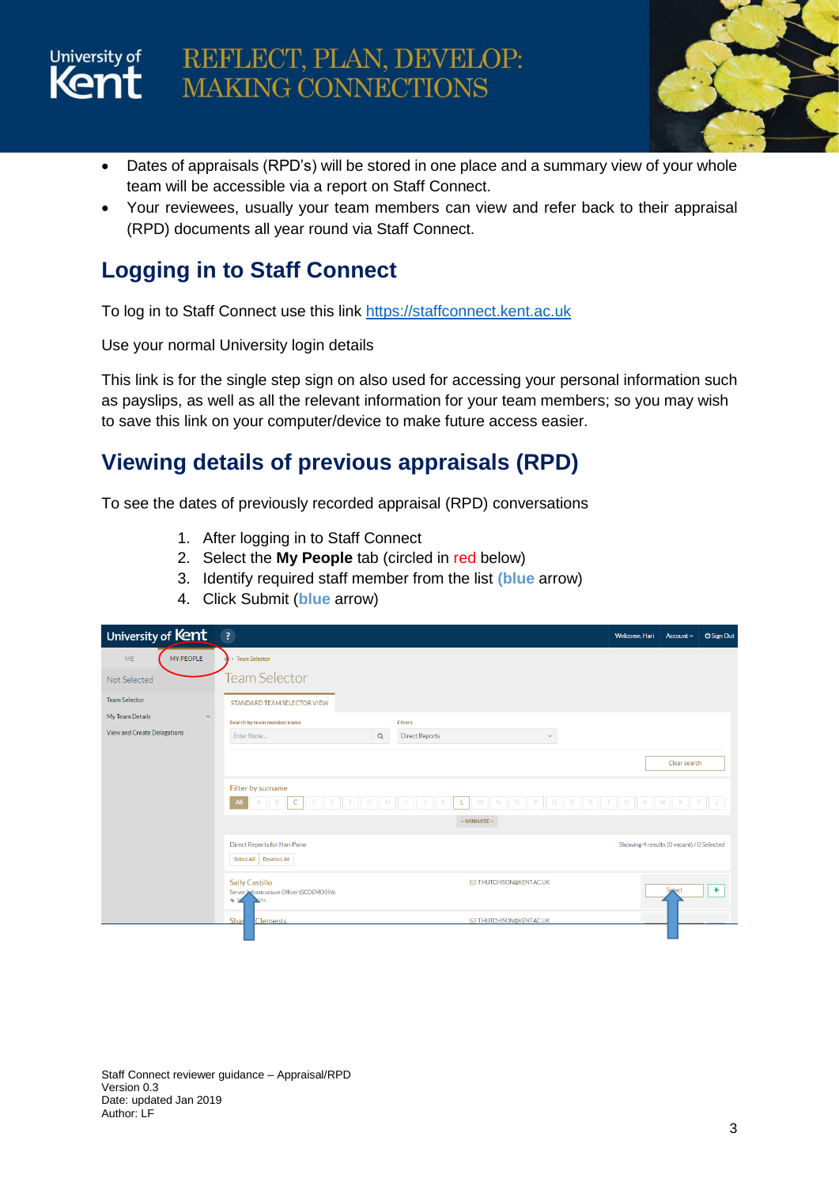- Dates of appraisals (RPD's) will be stored in one place and a summary view of your whole team will be accessible via a report on Staff Connect.
- Your reviewees, usually your team members can view and refer back to their appraisal (RPD) documents all year round via Staff Connect.

## Logging in to Staff Connect

To log in to Staff Connect use this link https://staffconnect.kent.ac.uk

Use your normal University login details

This link is for the single step sign on also used for accessing your personal information such as payslips, as well as all the relevant information for your team members; so you may wish to save this link on your computer/device to make future access easier.

## Viewing details of previous appraisals (RPD)

To see the dates of previously recorded appraisal (RPD) conversations

1. After logging in to Staff Connect
2. Select the **My People** tab (circled in red below)
3. Identify required staff member from the list (**blue** arrow)
4. Click Submit (**blue** arrow)

Staff Connect reviewer guidance – Appraisal/RPD
Version 0.3
Date: updated Jan 2019
Author: LF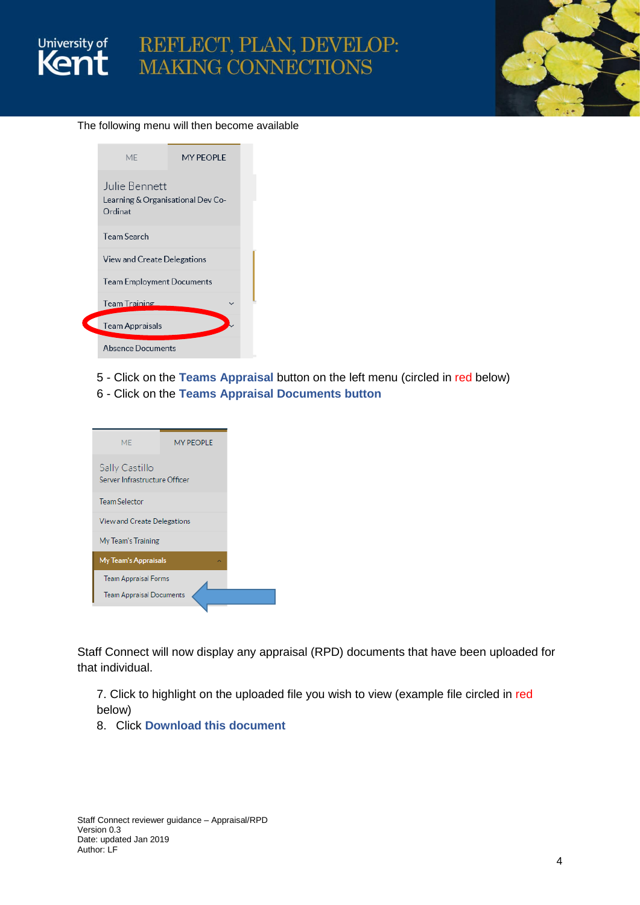The following menu will then become available

5 - Click on the **Teams Appraisal** button on the left menu (circled in red below)

6 - Click on the **Teams Appraisal Documents button**

Staff Connect will now display any appraisal (RPD) documents that have been uploaded for that individual.

7. Click to highlight on the uploaded file you wish to view (example file circled in red below)
8. Click **Download this document**

Staff Connect reviewer guidance – Appraisal/RPD
Version 0.3
Date: updated Jan 2019
Author: LF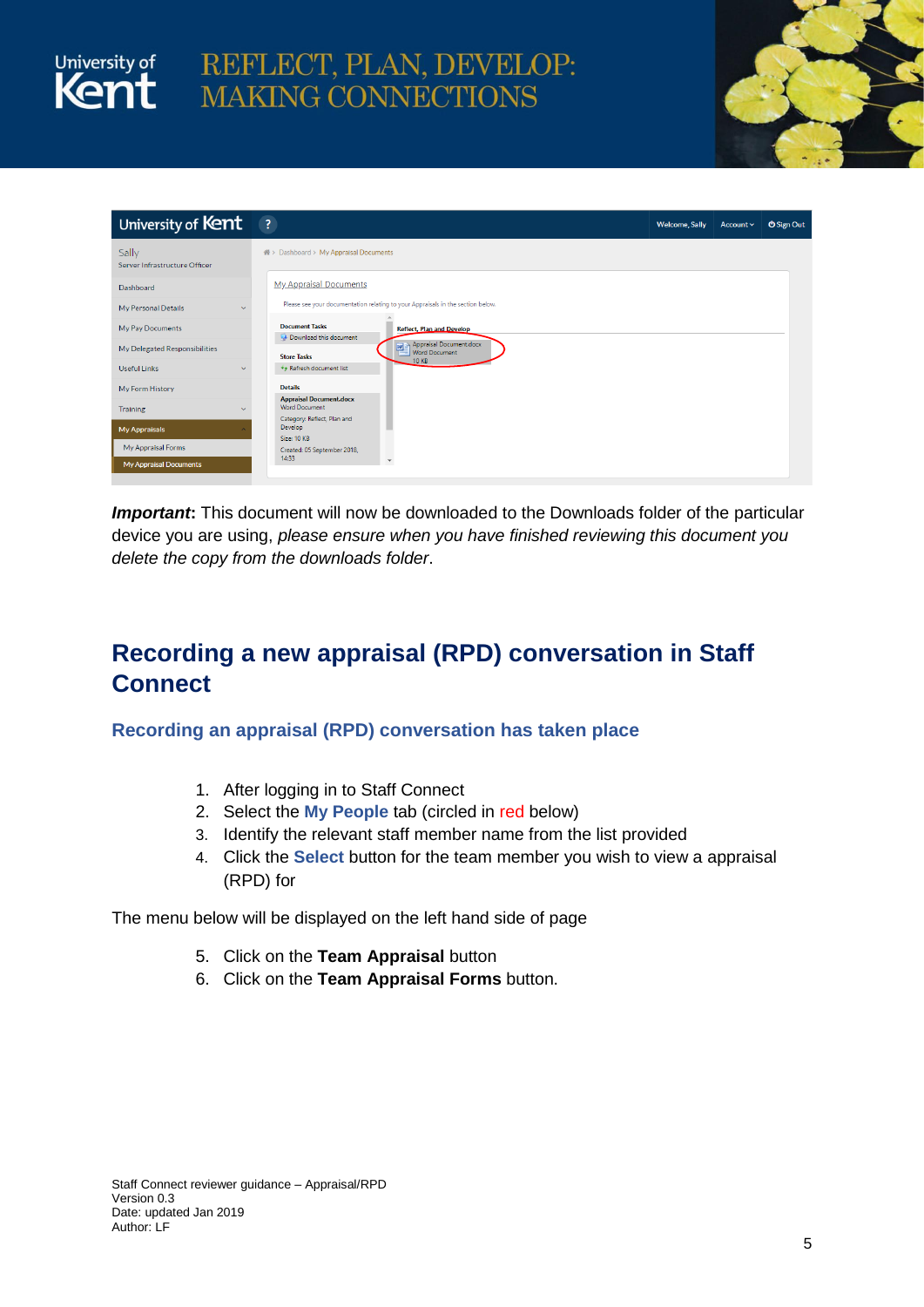**Important:** This document will now be downloaded to the Downloads folder of the particular device you are using, *please ensure when you have finished reviewing this document you delete the copy from the downloads folder*.

## Recording a new appraisal (RPD) conversation in Staff Connect

### Recording an appraisal (RPD) conversation has taken place

1. After logging in to Staff Connect
2. Select the **My People** tab (circled in red below)
3. Identify the relevant staff member name from the list provided
4. Click the **Select** button for the team member you wish to view a appraisal (RPD) for

The menu below will be displayed on the left hand side of page

5. Click on the **Team Appraisal** button
6. Click on the **Team Appraisal Forms** button.

Staff Connect reviewer guidance – Appraisal/RPD
Version 0.3
Date: updated Jan 2019
Author: LF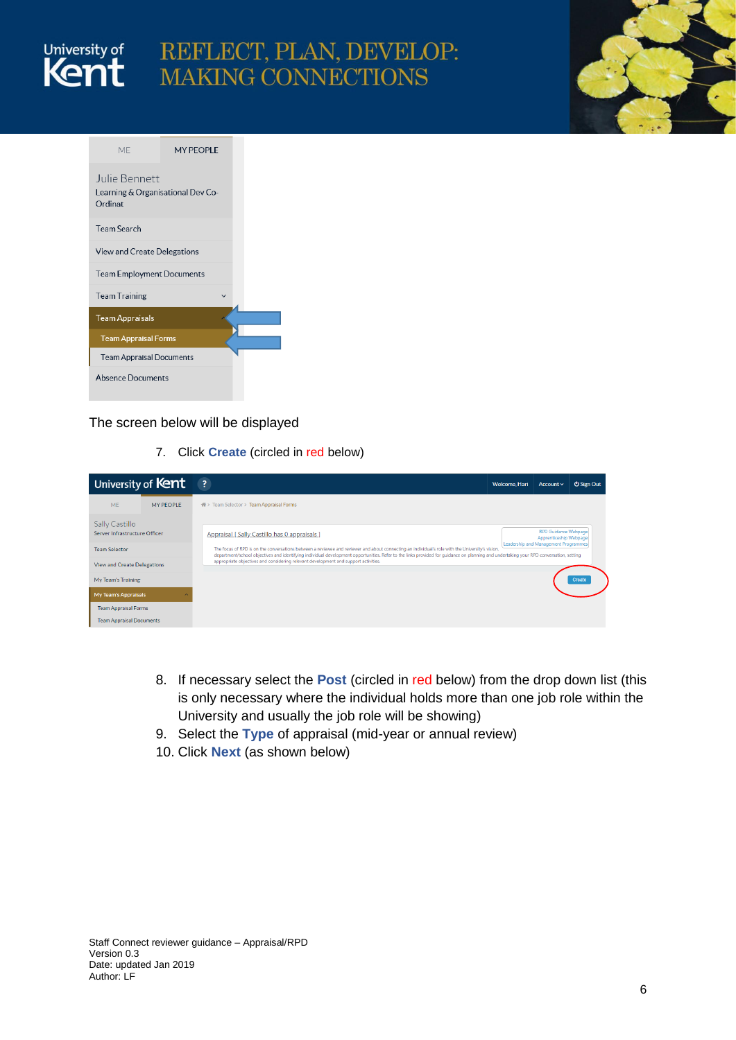The screen below will be displayed

7. Click **Create** (circled in red below)

8. If necessary select the **Post** (circled in red below) from the drop down list (this is only necessary where the individual holds more than one job role within the University and usually the job role will be showing)
9. Select the **Type** of appraisal (mid-year or annual review)
10. Click **Next** (as shown below)

Staff Connect reviewer guidance – Appraisal/RPD
Version 0.3
Date: updated Jan 2019
Author: LF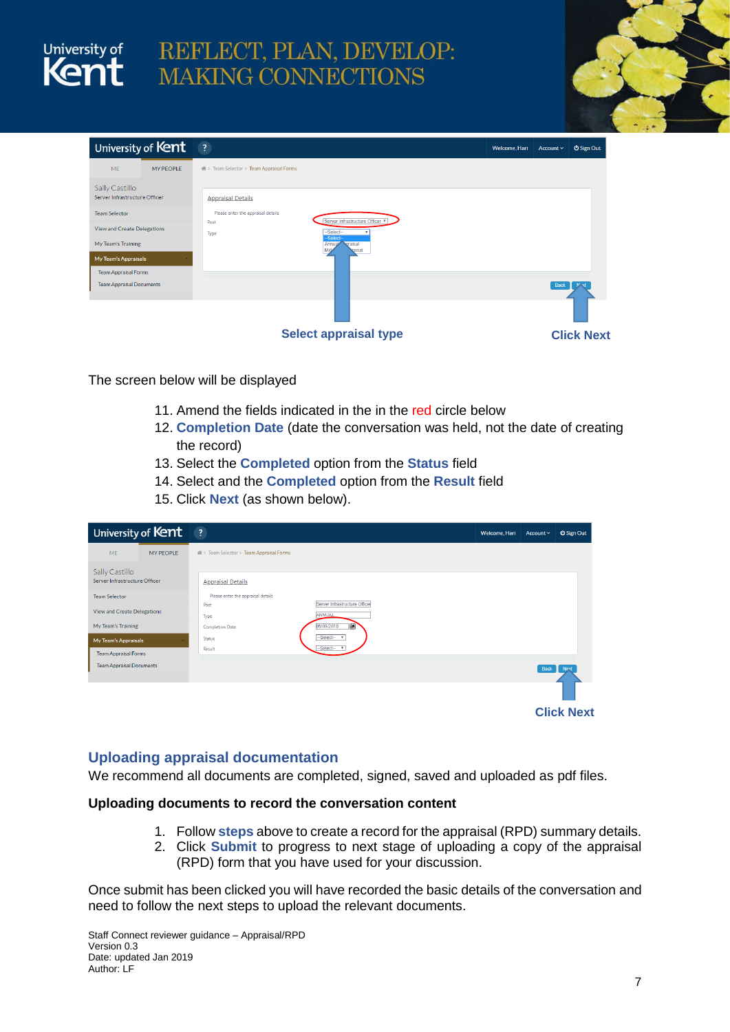Select appraisal type

Click Next

The screen below will be displayed

11. Amend the fields indicated in the in the red circle below
12. **Completion Date** (date the conversation was held, not the date of creating the record)
13. Select the **Completed** option from the **Status** field
14. Select and the **Completed** option from the **Result** field
15. Click **Next** (as shown below).

Click Next

## Uploading appraisal documentation

We recommend all documents are completed, signed, saved and uploaded as pdf files.

**Uploading documents to record the conversation content**

1. Follow **steps** above to create a record for the appraisal (RPD) summary details.
2. Click **Submit** to progress to next stage of uploading a copy of the appraisal (RPD) form that you have used for your discussion.

Once submit has been clicked you will have recorded the basic details of the conversation and need to follow the next steps to upload the relevant documents.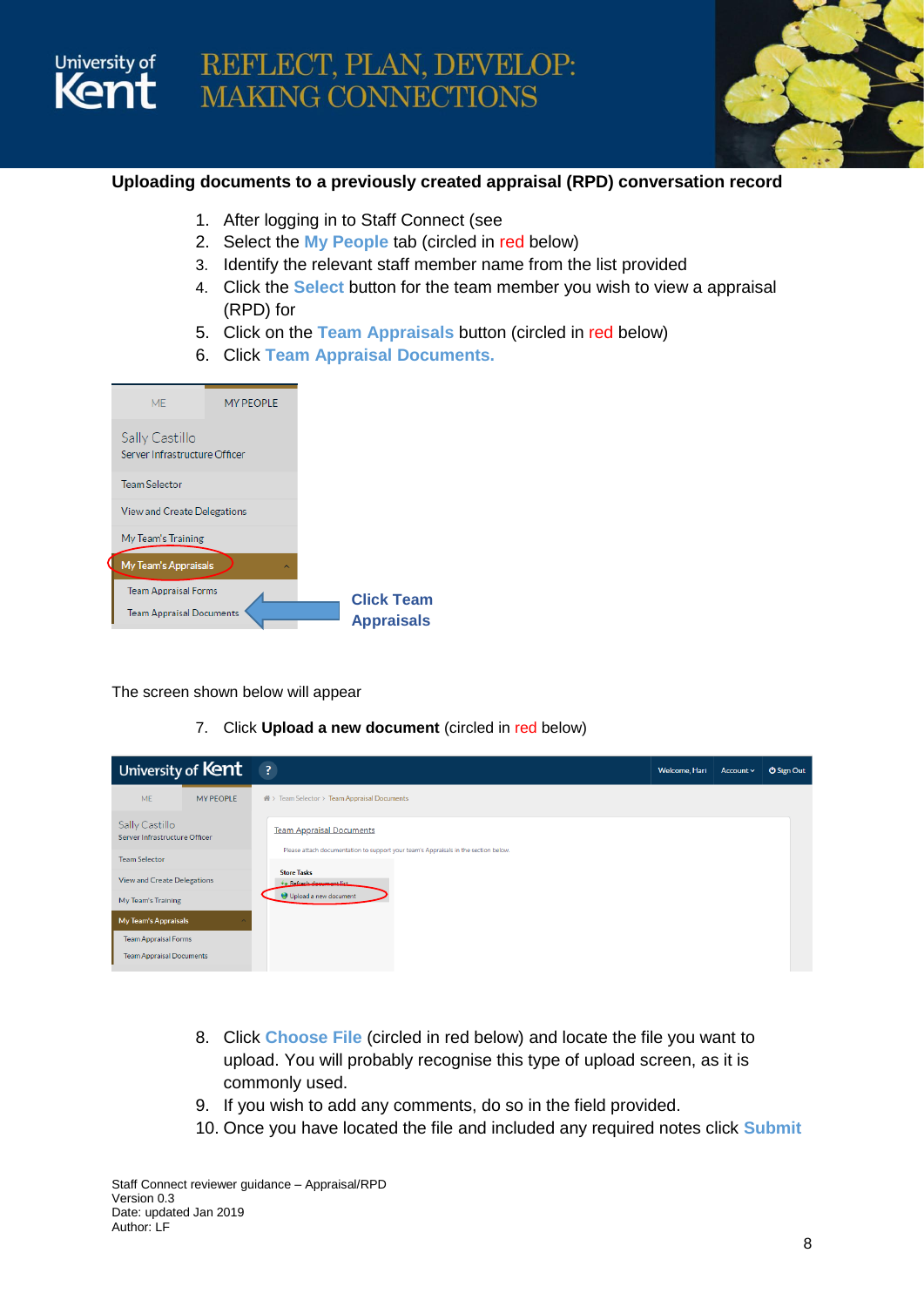## Uploading documents to a previously created appraisal (RPD) conversation record

1. After logging in to Staff Connect (see
2. Select the **My People** tab (circled in red below)
3. Identify the relevant staff member name from the list provided
4. Click the **Select** button for the team member you wish to view a appraisal (RPD) for
5. Click on the **Team Appraisals** button (circled in red below)
6. Click **Team Appraisal Documents.**

**Click Team Appraisals**

The screen shown below will appear

7. Click **Upload a new document** (circled in red below)

8. Click **Choose File** (circled in red below) and locate the file you want to upload. You will probably recognise this type of upload screen, as it is commonly used.
9. If you wish to add any comments, do so in the field provided.
10. Once you have located the file and included any required notes click **Submit**

Staff Connect reviewer guidance – Appraisal/RPD
Version 0.3
Date: updated Jan 2019
Author: LF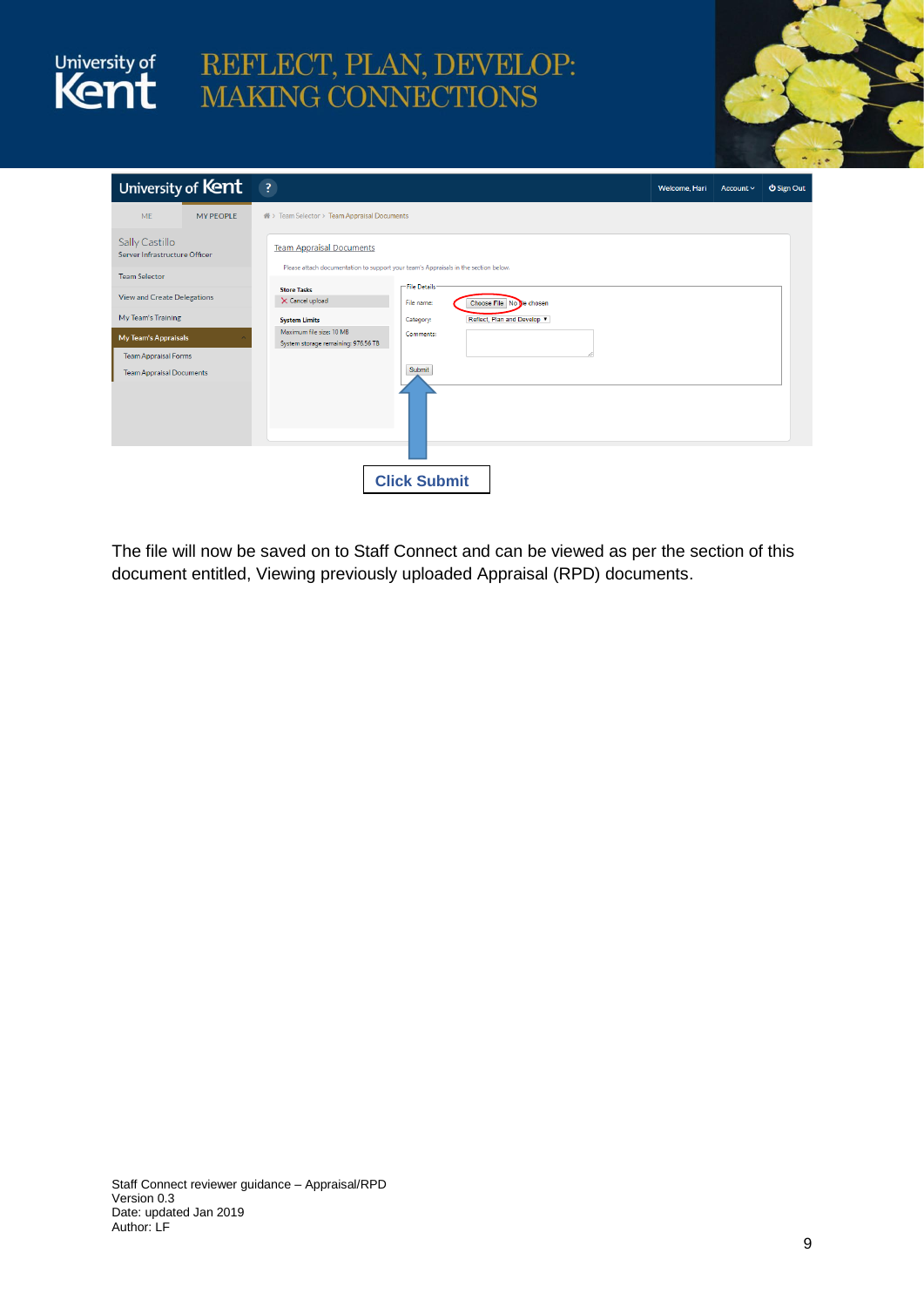Click Submit

The file will now be saved on to Staff Connect and can be viewed as per the section of this document entitled, Viewing previously uploaded Appraisal (RPD) documents.